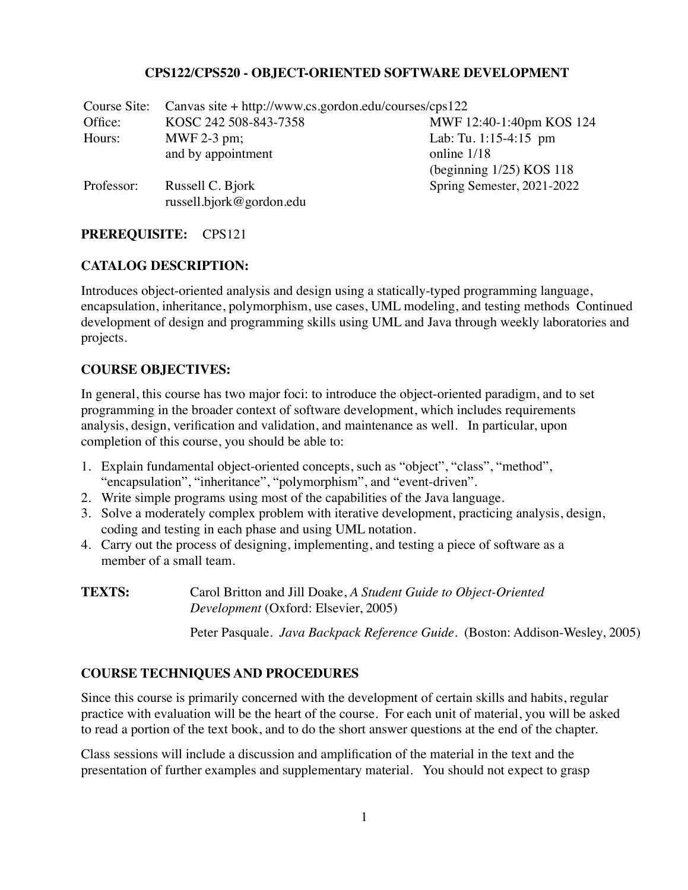# CPS122/CPS520 - OBJECT-ORIENTED SOFTWARE DEVELOPMENT

Course Site: Canvas site + http://www.cs.gordon.edu/courses/cps122

Office: KOSC 242 508-843-7358

Hours: MWF 2-3 pm; and by appointment

Professor: Russell C. Bjork  
russell.bjork@gordon.edu

MWF 12:40-1:40pm KOS 124  
Lab: Tu. 1:15-4:15 pm  
online 1/18  
(beginning 1/25) KOS 118  
Spring Semester, 2021-2022

**PREREQUISITE:** CPS121

**CATALOG DESCRIPTION:**

Introduces object-oriented analysis and design using a statically-typed programming language, encapsulation, inheritance, polymorphism, use cases, UML modeling, and testing methods Continued development of design and programming skills using UML and Java through weekly laboratories and projects.

**COURSE OBJECTIVES:**

In general, this course has two major foci: to introduce the object-oriented paradigm, and to set programming in the broader context of software development, which includes requirements analysis, design, verification and validation, and maintenance as well. In particular, upon completion of this course, you should be able to:

1. Explain fundamental object-oriented concepts, such as "object", "class", "method", "encapsulation", "inheritance", "polymorphism", and "event-driven".
2. Write simple programs using most of the capabilities of the Java language.
3. Solve a moderately complex problem with iterative development, practicing analysis, design, coding and testing in each phase and using UML notation.
4. Carry out the process of designing, implementing, and testing a piece of software as a member of a small team.

**TEXTS:** Carol Britton and Jill Doake, *A Student Guide to Object-Oriented Development* (Oxford: Elsevier, 2005)

Peter Pasquale. *Java Backpack Reference Guide*. (Boston: Addison-Wesley, 2005)

**COURSE TECHNIQUES AND PROCEDURES**

Since this course is primarily concerned with the development of certain skills and habits, regular practice with evaluation will be the heart of the course. For each unit of material, you will be asked to read a portion of the text book, and to do the short answer questions at the end of the chapter.

Class sessions will include a discussion and amplification of the material in the text and the presentation of further examples and supplementary material. You should not expect to grasp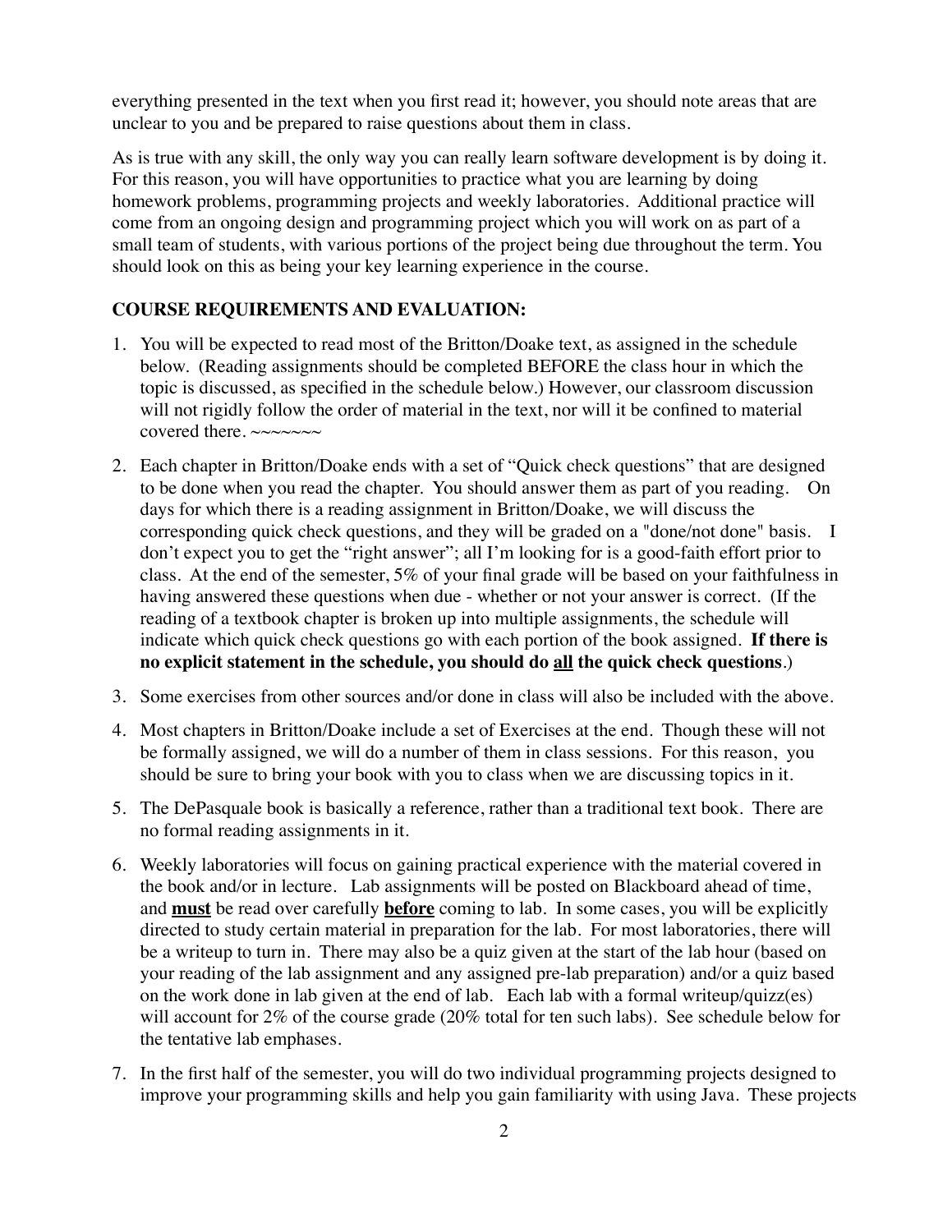everything presented in the text when you first read it; however, you should note areas that are unclear to you and be prepared to raise questions about them in class.

As is true with any skill, the only way you can really learn software development is by doing it. For this reason, you will have opportunities to practice what you are learning by doing homework problems, programming projects and weekly laboratories. Additional practice will come from an ongoing design and programming project which you will work on as part of a small team of students, with various portions of the project being due throughout the term. You should look on this as being your key learning experience in the course.

## COURSE REQUIREMENTS AND EVALUATION:

1. You will be expected to read most of the Britton/Doake text, as assigned in the schedule below. (Reading assignments should be completed BEFORE the class hour in which the topic is discussed, as specified in the schedule below.) However, our classroom discussion will not rigidly follow the order of material in the text, nor will it be confined to material covered there. ~~~~~~~

2. Each chapter in Britton/Doake ends with a set of "Quick check questions" that are designed to be done when you read the chapter. You should answer them as part of you reading. On days for which there is a reading assignment in Britton/Doake, we will discuss the corresponding quick check questions, and they will be graded on a "done/not done" basis. I don't expect you to get the "right answer"; all I'm looking for is a good-faith effort prior to class. At the end of the semester, 5% of your final grade will be based on your faithfulness in having answered these questions when due - whether or not your answer is correct. (If the reading of a textbook chapter is broken up into multiple assignments, the schedule will indicate which quick check questions go with each portion of the book assigned. **If there is no explicit statement in the schedule, you should do <u>all</u> the quick check questions**.)

3. Some exercises from other sources and/or done in class will also be included with the above.

4. Most chapters in Britton/Doake include a set of Exercises at the end. Though these will not be formally assigned, we will do a number of them in class sessions. For this reason, you should be sure to bring your book with you to class when we are discussing topics in it.

5. The DePasquale book is basically a reference, rather than a traditional text book. There are no formal reading assignments in it.

6. Weekly laboratories will focus on gaining practical experience with the material covered in the book and/or in lecture. Lab assignments will be posted on Blackboard ahead of time, and <u>**must**</u> be read over carefully <u>**before**</u> coming to lab. In some cases, you will be explicitly directed to study certain material in preparation for the lab. For most laboratories, there will be a writeup to turn in. There may also be a quiz given at the start of the lab hour (based on your reading of the lab assignment and any assigned pre-lab preparation) and/or a quiz based on the work done in lab given at the end of lab. Each lab with a formal writeup/quizz(es) will account for 2% of the course grade (20% total for ten such labs). See schedule below for the tentative lab emphases.

7. In the first half of the semester, you will do two individual programming projects designed to improve your programming skills and help you gain familiarity with using Java. These projects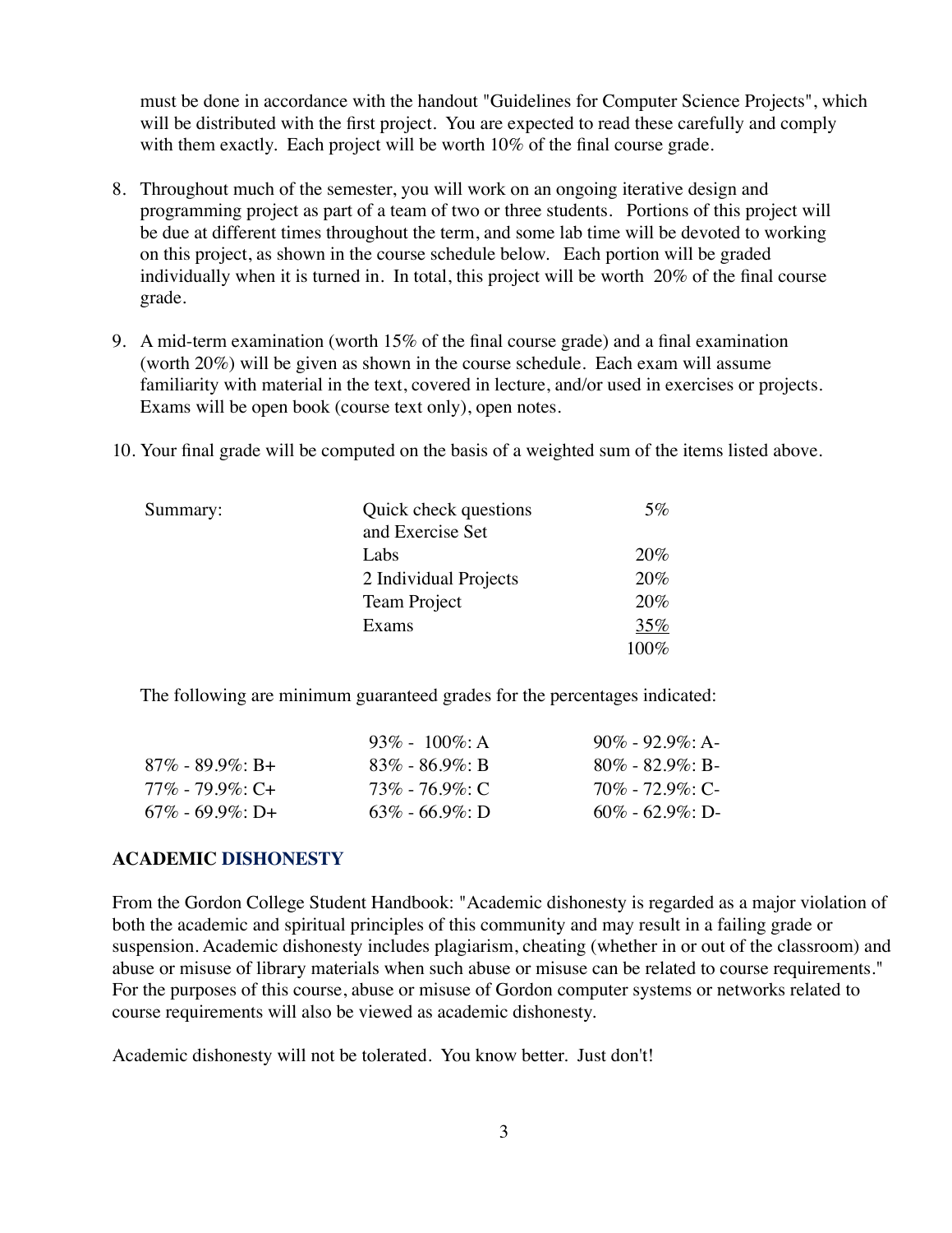must be done in accordance with the handout "Guidelines for Computer Science Projects", which will be distributed with the first project. You are expected to read these carefully and comply with them exactly. Each project will be worth 10% of the final course grade.

8. Throughout much of the semester, you will work on an ongoing iterative design and programming project as part of a team of two or three students. Portions of this project will be due at different times throughout the term, and some lab time will be devoted to working on this project, as shown in the course schedule below. Each portion will be graded individually when it is turned in. In total, this project will be worth 20% of the final course grade.

9. A mid-term examination (worth 15% of the final course grade) and a final examination (worth 20%) will be given as shown in the course schedule. Each exam will assume familiarity with material in the text, covered in lecture, and/or used in exercises or projects. Exams will be open book (course text only), open notes.

10. Your final grade will be computed on the basis of a weighted sum of the items listed above.

| Summary: | | |
|---|---|---|
| | Quick check questions and Exercise Set | 5% |
| | Labs | 20% |
| | 2 Individual Projects | 20% |
| | Team Project | 20% |
| | Exams | 35% |
| | | 100% |

The following are minimum guaranteed grades for the percentages indicated:

| | | |
|---|---|---|
| | 93% - 100%: A | 90% - 92.9%: A- |
| 87% - 89.9%: B+ | 83% - 86.9%: B | 80% - 82.9%: B- |
| 77% - 79.9%: C+ | 73% - 76.9%: C | 70% - 72.9%: C- |
| 67% - 69.9%: D+ | 63% - 66.9%: D | 60% - 62.9%: D- |

## ACADEMIC DISHONESTY

From the Gordon College Student Handbook: "Academic dishonesty is regarded as a major violation of both the academic and spiritual principles of this community and may result in a failing grade or suspension. Academic dishonesty includes plagiarism, cheating (whether in or out of the classroom) and abuse or misuse of library materials when such abuse or misuse can be related to course requirements." For the purposes of this course, abuse or misuse of Gordon computer systems or networks related to course requirements will also be viewed as academic dishonesty.

Academic dishonesty will not be tolerated. You know better. Just don't!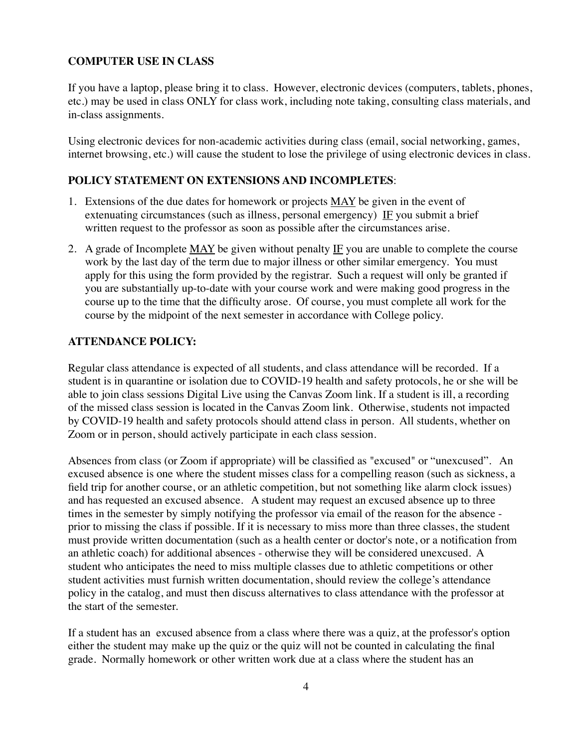**COMPUTER USE IN CLASS**

If you have a laptop, please bring it to class. However, electronic devices (computers, tablets, phones, etc.) may be used in class ONLY for class work, including note taking, consulting class materials, and in-class assignments.

Using electronic devices for non-academic activities during class (email, social networking, games, internet browsing, etc.) will cause the student to lose the privilege of using electronic devices in class.

**POLICY STATEMENT ON EXTENSIONS AND INCOMPLETES**:

1. Extensions of the due dates for homework or projects MAY be given in the event of extenuating circumstances (such as illness, personal emergency) IF you submit a brief written request to the professor as soon as possible after the circumstances arise.
2. A grade of Incomplete MAY be given without penalty IF you are unable to complete the course work by the last day of the term due to major illness or other similar emergency. You must apply for this using the form provided by the registrar. Such a request will only be granted if you are substantially up-to-date with your course work and were making good progress in the course up to the time that the difficulty arose. Of course, you must complete all work for the course by the midpoint of the next semester in accordance with College policy.

**ATTENDANCE POLICY:**

Regular class attendance is expected of all students, and class attendance will be recorded. If a student is in quarantine or isolation due to COVID-19 health and safety protocols, he or she will be able to join class sessions Digital Live using the Canvas Zoom link. If a student is ill, a recording of the missed class session is located in the Canvas Zoom link. Otherwise, students not impacted by COVID-19 health and safety protocols should attend class in person. All students, whether on Zoom or in person, should actively participate in each class session.

Absences from class (or Zoom if appropriate) will be classified as "excused" or "unexcused". An excused absence is one where the student misses class for a compelling reason (such as sickness, a field trip for another course, or an athletic competition, but not something like alarm clock issues) and has requested an excused absence. A student may request an excused absence up to three times in the semester by simply notifying the professor via email of the reason for the absence - prior to missing the class if possible. If it is necessary to miss more than three classes, the student must provide written documentation (such as a health center or doctor's note, or a notification from an athletic coach) for additional absences - otherwise they will be considered unexcused. A student who anticipates the need to miss multiple classes due to athletic competitions or other student activities must furnish written documentation, should review the college's attendance policy in the catalog, and must then discuss alternatives to class attendance with the professor at the start of the semester.

If a student has an excused absence from a class where there was a quiz, at the professor's option either the student may make up the quiz or the quiz will not be counted in calculating the final grade. Normally homework or other written work due at a class where the student has an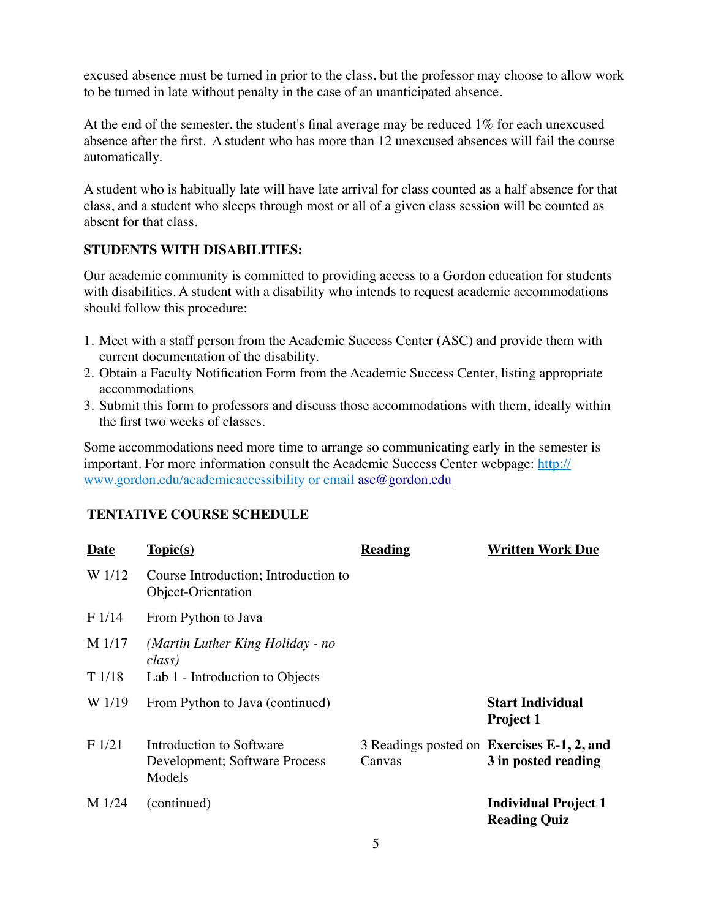excused absence must be turned in prior to the class, but the professor may choose to allow work to be turned in late without penalty in the case of an unanticipated absence.

At the end of the semester, the student's final average may be reduced 1% for each unexcused absence after the first. A student who has more than 12 unexcused absences will fail the course automatically.

A student who is habitually late will have late arrival for class counted as a half absence for that class, and a student who sleeps through most or all of a given class session will be counted as absent for that class.

**STUDENTS WITH DISABILITIES:**

Our academic community is committed to providing access to a Gordon education for students with disabilities. A student with a disability who intends to request academic accommodations should follow this procedure:

1. Meet with a staff person from the Academic Success Center (ASC) and provide them with current documentation of the disability.
2. Obtain a Faculty Notification Form from the Academic Success Center, listing appropriate accommodations
3. Submit this form to professors and discuss those accommodations with them, ideally within the first two weeks of classes.

Some accommodations need more time to arrange so communicating early in the semester is important. For more information consult the Academic Success Center webpage: http://www.gordon.edu/academicaccessibility or email asc@gordon.edu

**TENTATIVE COURSE SCHEDULE**

| Date | Topic(s) | Reading | Written Work Due |
|---|---|---|---|
| W 1/12 | Course Introduction; Introduction to Object-Orientation | | |
| F 1/14 | From Python to Java | | |
| M 1/17 | *(Martin Luther King Holiday - no class)* | | |
| T 1/18 | Lab 1 - Introduction to Objects | | |
| W 1/19 | From Python to Java (continued) | | **Start Individual Project 1** |
| F 1/21 | Introduction to Software Development; Software Process Models | 3 Readings posted on Canvas | **Exercises E-1, 2, and 3 in posted reading** |
| M 1/24 | (continued) | | **Individual Project 1 Reading Quiz** |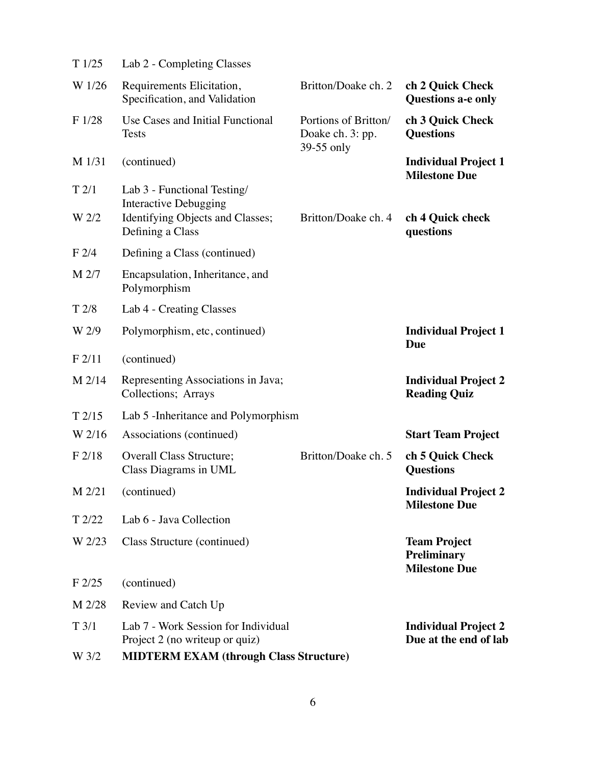| | | | |
|---|---|---|---|
| T 1/25 | Lab 2 - Completing Classes | | |
| W 1/26 | Requirements Elicitation, Specification, and Validation | Britton/Doake ch. 2 | **ch 2 Quick Check Questions a-e only** |
| F 1/28 | Use Cases and Initial Functional Tests | Portions of Britton/ Doake ch. 3: pp. 39-55 only | **ch 3 Quick Check Questions** |
| M 1/31 | (continued) | | **Individual Project 1 Milestone Due** |
| T 2/1 | Lab 3 - Functional Testing/ Interactive Debugging | | |
| W 2/2 | Identifying Objects and Classes; Defining a Class | Britton/Doake ch. 4 | **ch 4 Quick check questions** |
| F 2/4 | Defining a Class (continued) | | |
| M 2/7 | Encapsulation, Inheritance, and Polymorphism | | |
| T 2/8 | Lab 4 - Creating Classes | | |
| W 2/9 | Polymorphism, etc, continued) | | **Individual Project 1 Due** |
| F 2/11 | (continued) | | |
| M 2/14 | Representing Associations in Java; Collections; Arrays | | **Individual Project 2 Reading Quiz** |
| T 2/15 | Lab 5 -Inheritance and Polymorphism | | |
| W 2/16 | Associations (continued) | | **Start Team Project** |
| F 2/18 | Overall Class Structure; Class Diagrams in UML | Britton/Doake ch. 5 | **ch 5 Quick Check Questions** |
| M 2/21 | (continued) | | **Individual Project 2 Milestone Due** |
| T 2/22 | Lab 6 - Java Collection | | |
| W 2/23 | Class Structure (continued) | | **Team Project Preliminary Milestone Due** |
| F 2/25 | (continued) | | |
| M 2/28 | Review and Catch Up | | |
| T 3/1 | Lab 7 - Work Session for Individual Project 2 (no writeup or quiz) | | **Individual Project 2 Due at the end of lab** |
| W 3/2 | **MIDTERM EXAM (through Class Structure)** | | |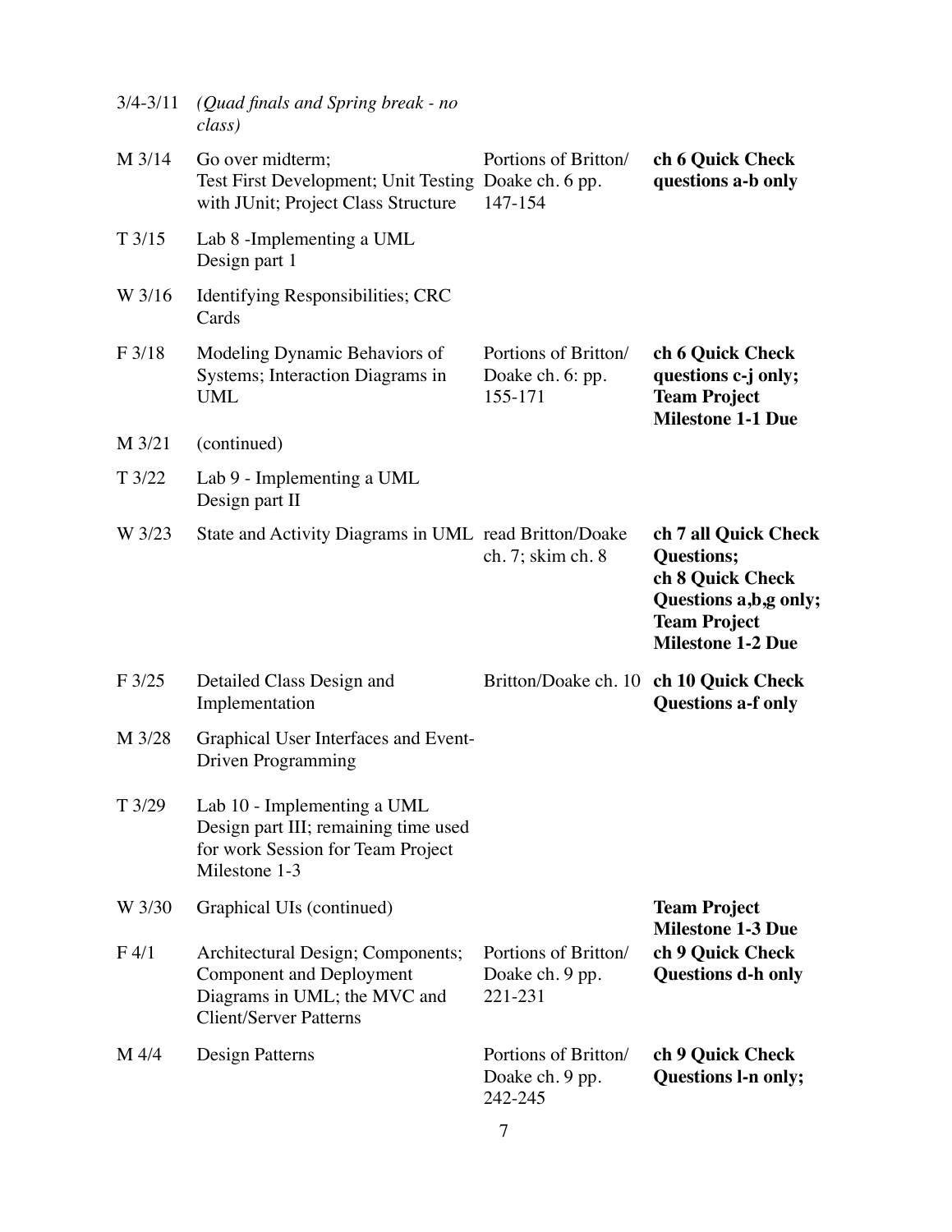| | | | |
|---|---|---|---|
| 3/4-3/11 | *(Quad finals and Spring break - no class)* | | |
| M 3/14 | Go over midterm; Test First Development; Unit Testing with JUnit; Project Class Structure | Portions of Britton/ Doake ch. 6 pp. 147-154 | **ch 6 Quick Check questions a-b only** |
| T 3/15 | Lab 8 -Implementing a UML Design part 1 | | |
| W 3/16 | Identifying Responsibilities; CRC Cards | | |
| F 3/18 | Modeling Dynamic Behaviors of Systems; Interaction Diagrams in UML | Portions of Britton/ Doake ch. 6: pp. 155-171 | **ch 6 Quick Check questions c-j only; Team Project Milestone 1-1 Due** |
| M 3/21 | (continued) | | |
| T 3/22 | Lab 9 - Implementing a UML Design part II | | |
| W 3/23 | State and Activity Diagrams in UML | read Britton/Doake ch. 7; skim ch. 8 | **ch 7 all Quick Check Questions; ch 8 Quick Check Questions a,b,g only; Team Project Milestone 1-2 Due** |
| F 3/25 | Detailed Class Design and Implementation | Britton/Doake ch. 10 | **ch 10 Quick Check Questions a-f only** |
| M 3/28 | Graphical User Interfaces and Event-Driven Programming | | |
| T 3/29 | Lab 10 - Implementing a UML Design part III; remaining time used for work Session for Team Project Milestone 1-3 | | |
| W 3/30 | Graphical UIs (continued) | | **Team Project Milestone 1-3 Due** |
| F 4/1 | Architectural Design; Components; Component and Deployment Diagrams in UML; the MVC and Client/Server Patterns | Portions of Britton/ Doake ch. 9 pp. 221-231 | **ch 9 Quick Check Questions d-h only** |
| M 4/4 | Design Patterns | Portions of Britton/ Doake ch. 9 pp. 242-245 | **ch 9 Quick Check Questions l-n only;** |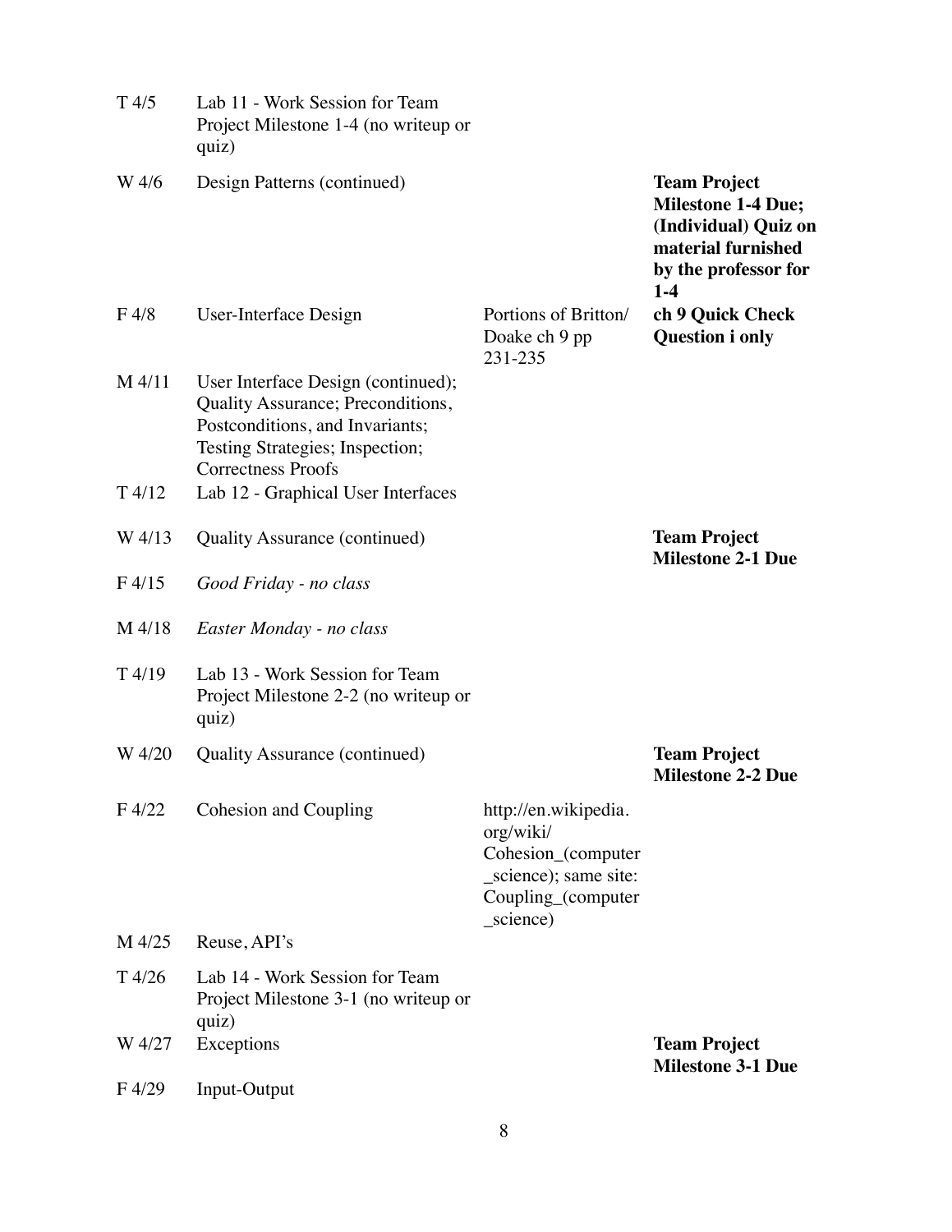| | | | |
|---|---|---|---|
| T 4/5 | Lab 11 - Work Session for Team Project Milestone 1-4 (no writeup or quiz) | | |
| W 4/6 | Design Patterns (continued) | | **Team Project Milestone 1-4 Due; (Individual) Quiz on material furnished by the professor for 1-4** |
| F 4/8 | User-Interface Design | Portions of Britton/ Doake ch 9 pp 231-235 | **ch 9 Quick Check Question i only** |
| M 4/11 | User Interface Design (continued); Quality Assurance; Preconditions, Postconditions, and Invariants; Testing Strategies; Inspection; Correctness Proofs | | |
| T 4/12 | Lab 12 - Graphical User Interfaces | | |
| W 4/13 | Quality Assurance (continued) | | **Team Project Milestone 2-1 Due** |
| F 4/15 | *Good Friday - no class* | | |
| M 4/18 | *Easter Monday - no class* | | |
| T 4/19 | Lab 13 - Work Session for Team Project Milestone 2-2 (no writeup or quiz) | | |
| W 4/20 | Quality Assurance (continued) | | **Team Project Milestone 2-2 Due** |
| F 4/22 | Cohesion and Coupling | http://en.wikipedia.org/wiki/Cohesion_(computer_science); same site: Coupling_(computer_science) | |
| M 4/25 | Reuse, API's | | |
| T 4/26 | Lab 14 - Work Session for Team Project Milestone 3-1 (no writeup or quiz) | | |
| W 4/27 | Exceptions | | **Team Project Milestone 3-1 Due** |
| F 4/29 | Input-Output | | |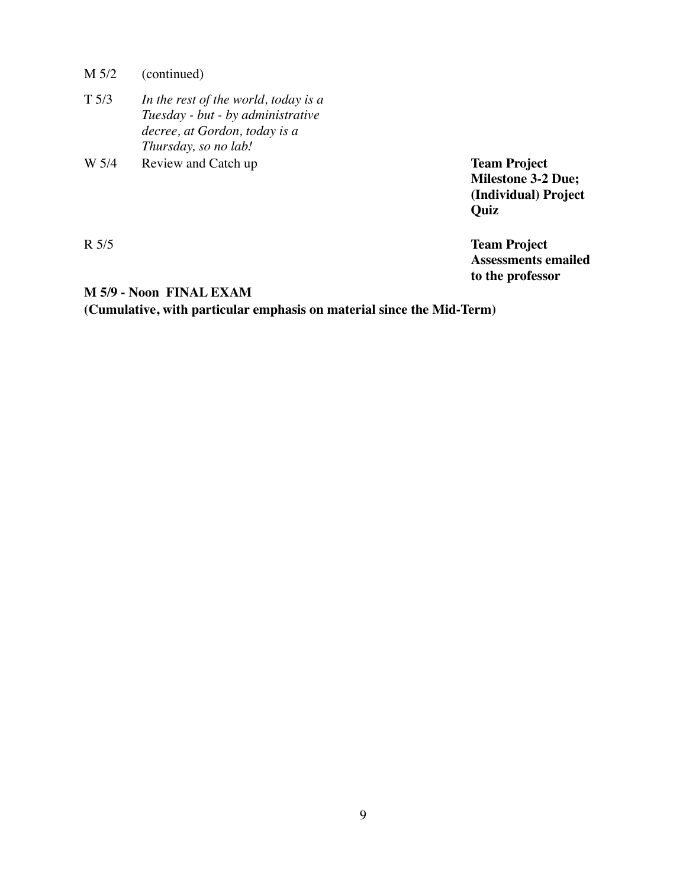| | | |
|---|---|---|
| M 5/2 | (continued) | |
| T 5/3 | *In the rest of the world, today is a Tuesday - but - by administrative decree, at Gordon, today is a Thursday, so no lab!* | |
| W 5/4 | Review and Catch up | **Team Project Milestone 3-2 Due; (Individual) Project Quiz** |
| R 5/5 | | **Team Project Assessments emailed to the professor** |

**M 5/9 - Noon FINAL EXAM**
**(Cumulative, with particular emphasis on material since the Mid-Term)**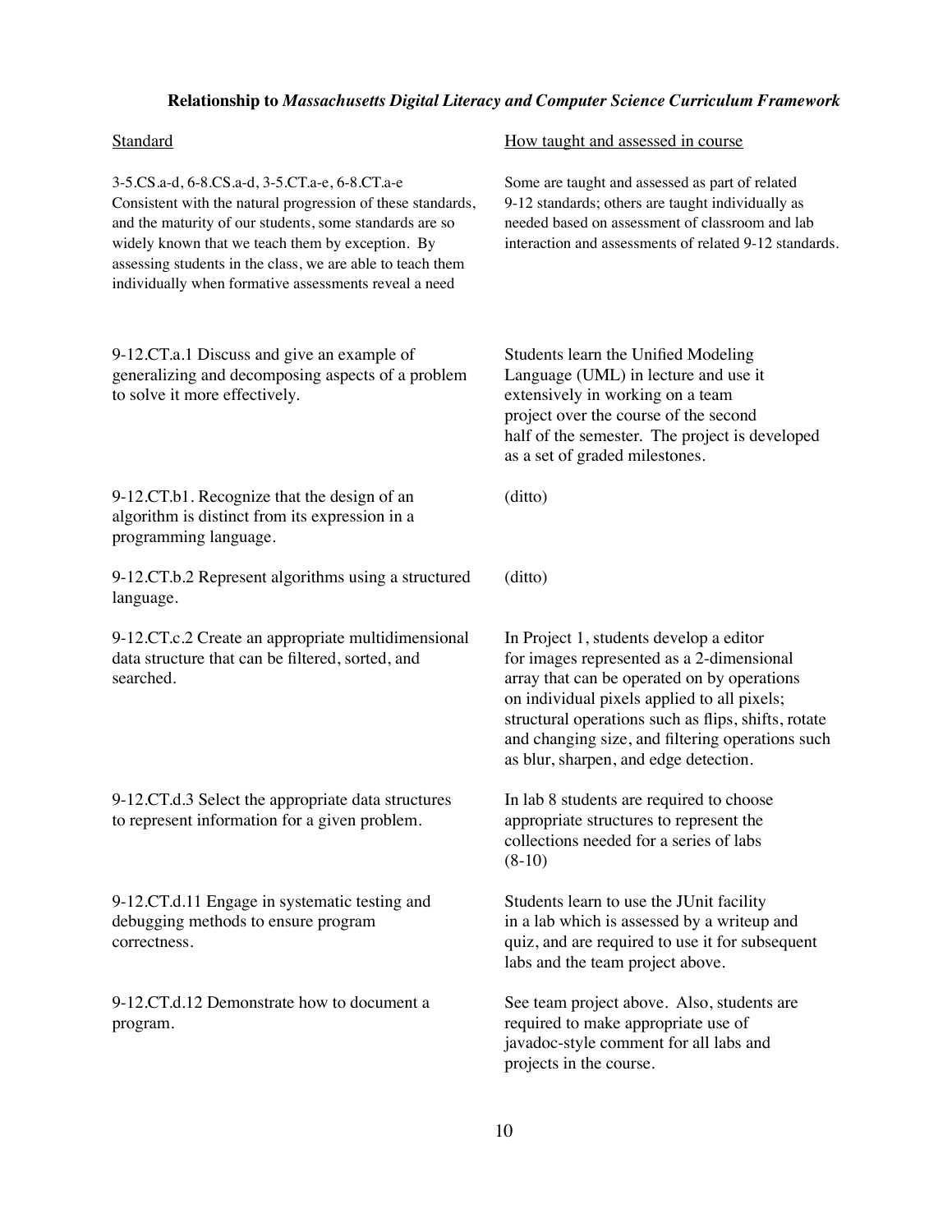**Relationship to *Massachusetts Digital Literacy and Computer Science Curriculum Framework***

| Standard | How taught and assessed in course |
|---|---|
| 3-5.CS.a-d, 6-8.CS.a-d, 3-5.CT.a-e, 6-8.CT.a-e Consistent with the natural progression of these standards, and the maturity of our students, some standards are so widely known that we teach them by exception. By assessing students in the class, we are able to teach them individually when formative assessments reveal a need | Some are taught and assessed as part of related 9-12 standards; others are taught individually as needed based on assessment of classroom and lab interaction and assessments of related 9-12 standards. |
| 9-12.CT.a.1 Discuss and give an example of generalizing and decomposing aspects of a problem to solve it more effectively. | Students learn the Unified Modeling Language (UML) in lecture and use it extensively in working on a team project over the course of the second half of the semester. The project is developed as a set of graded milestones. |
| 9-12.CT.b1. Recognize that the design of an algorithm is distinct from its expression in a programming language. | (ditto) |
| 9-12.CT.b.2 Represent algorithms using a structured language. | (ditto) |
| 9-12.CT.c.2 Create an appropriate multidimensional data structure that can be filtered, sorted, and searched. | In Project 1, students develop a editor for images represented as a 2-dimensional array that can be operated on by operations on individual pixels applied to all pixels; structural operations such as flips, shifts, rotate and changing size, and filtering operations such as blur, sharpen, and edge detection. |
| 9-12.CT.d.3 Select the appropriate data structures to represent information for a given problem. | In lab 8 students are required to choose appropriate structures to represent the collections needed for a series of labs (8-10) |
| 9-12.CT.d.11 Engage in systematic testing and debugging methods to ensure program correctness. | Students learn to use the JUnit facility in a lab which is assessed by a writeup and quiz, and are required to use it for subsequent labs and the team project above. |
| 9-12.CT.d.12 Demonstrate how to document a program. | See team project above. Also, students are required to make appropriate use of javadoc-style comment for all labs and projects in the course. |